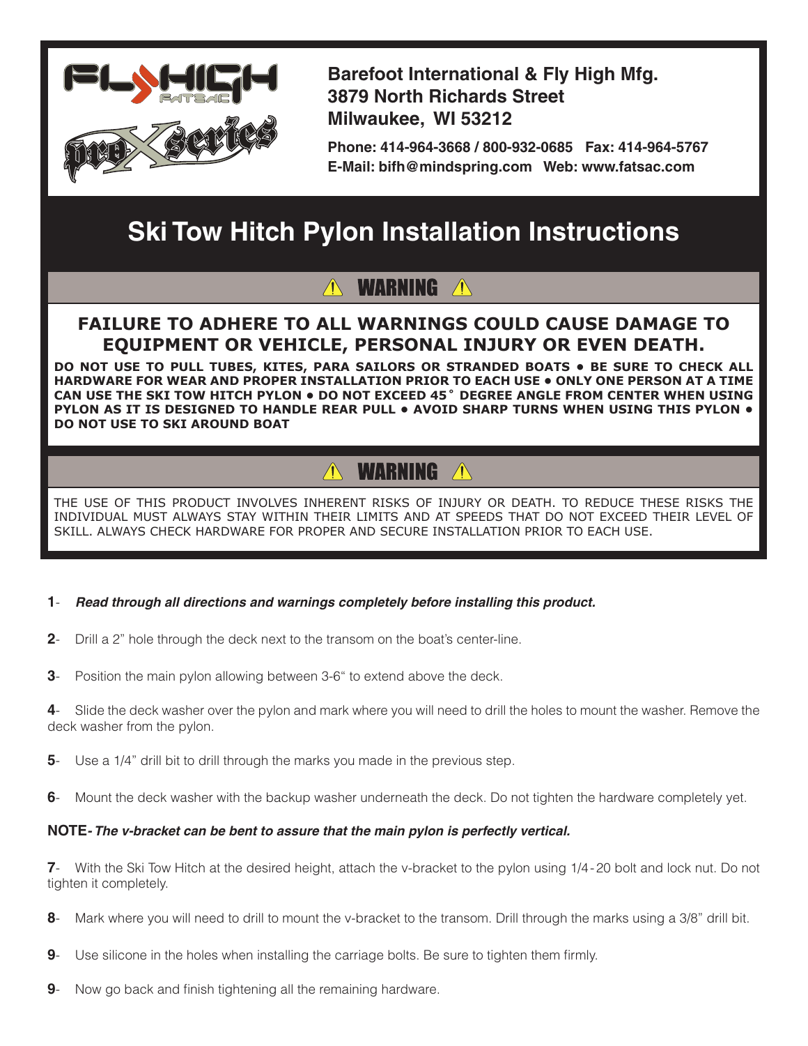**Barefoot International & Fly High Mfg.**
**3879 North Richards Street**
**Milwaukee, WI 53212**

**Phone: 414-964-3668 / 800-932-0685 Fax: 414-964-5767**
**E-Mail: bifh@mindspring.com Web: www.fatsac.com**

# Ski Tow Hitch Pylon Installation Instructions

## ⚠ WARNING ⚠

**FAILURE TO ADHERE TO ALL WARNINGS COULD CAUSE DAMAGE TO EQUIPMENT OR VEHICLE, PERSONAL INJURY OR EVEN DEATH.**

**DO NOT USE TO PULL TUBES, KITES, PARA SAILORS OR STRANDED BOATS • BE SURE TO CHECK ALL HARDWARE FOR WEAR AND PROPER INSTALLATION PRIOR TO EACH USE • ONLY ONE PERSON AT A TIME CAN USE THE SKI TOW HITCH PYLON • DO NOT EXCEED 45˚ DEGREE ANGLE FROM CENTER WHEN USING PYLON AS IT IS DESIGNED TO HANDLE REAR PULL • AVOID SHARP TURNS WHEN USING THIS PYLON • DO NOT USE TO SKI AROUND BOAT**

## ⚠ WARNING ⚠

THE USE OF THIS PRODUCT INVOLVES INHERENT RISKS OF INJURY OR DEATH. TO REDUCE THESE RISKS THE INDIVIDUAL MUST ALWAYS STAY WITHIN THEIR LIMITS AND AT SPEEDS THAT DO NOT EXCEED THEIR LEVEL OF SKILL. ALWAYS CHECK HARDWARE FOR PROPER AND SECURE INSTALLATION PRIOR TO EACH USE.

**1**- ***Read through all directions and warnings completely before installing this product.***

**2**- Drill a 2" hole through the deck next to the transom on the boat's center-line.

**3**- Position the main pylon allowing between 3-6" to extend above the deck.

**4**- Slide the deck washer over the pylon and mark where you will need to drill the holes to mount the washer. Remove the deck washer from the pylon.

**5**- Use a 1/4" drill bit to drill through the marks you made in the previous step.

**6**- Mount the deck washer with the backup washer underneath the deck. Do not tighten the hardware completely yet.

**NOTE-** ***The v-bracket can be bent to assure that the main pylon is perfectly vertical.***

**7**- With the Ski Tow Hitch at the desired height, attach the v-bracket to the pylon using 1/4-20 bolt and lock nut. Do not tighten it completely.

**8**- Mark where you will need to drill to mount the v-bracket to the transom. Drill through the marks using a 3/8" drill bit.

**9**- Use silicone in the holes when installing the carriage bolts. Be sure to tighten them firmly.

**9**- Now go back and finish tightening all the remaining hardware.